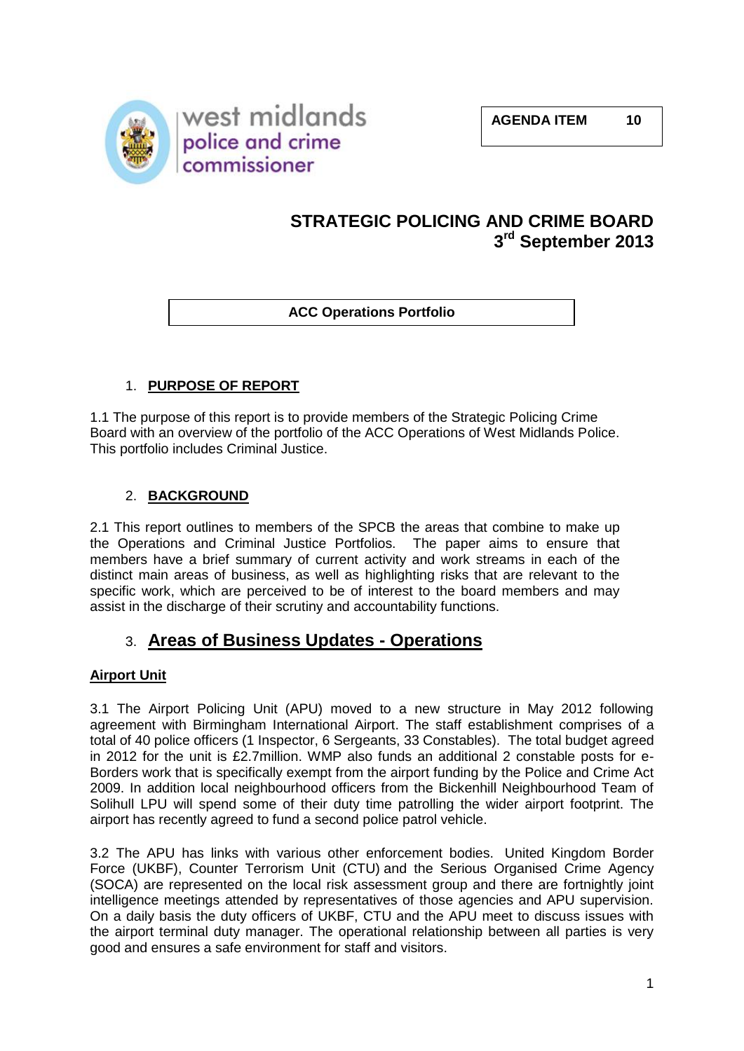west midlands police and crime commissioner

**AGENDA ITEM 10**

# STRATEGIC POLICING AND CRIME BOARD
## 3rd September 2013

**ACC Operations Portfolio**

## 1. PURPOSE OF REPORT

1.1 The purpose of this report is to provide members of the Strategic Policing Crime Board with an overview of the portfolio of the ACC Operations of West Midlands Police. This portfolio includes Criminal Justice.

## 2. BACKGROUND

2.1 This report outlines to members of the SPCB the areas that combine to make up the Operations and Criminal Justice Portfolios. The paper aims to ensure that members have a brief summary of current activity and work streams in each of the distinct main areas of business, as well as highlighting risks that are relevant to the specific work, which are perceived to be of interest to the board members and may assist in the discharge of their scrutiny and accountability functions.

## 3. Areas of Business Updates - Operations

### Airport Unit

3.1 The Airport Policing Unit (APU) moved to a new structure in May 2012 following agreement with Birmingham International Airport. The staff establishment comprises of a total of 40 police officers (1 Inspector, 6 Sergeants, 33 Constables). The total budget agreed in 2012 for the unit is £2.7million. WMP also funds an additional 2 constable posts for e-Borders work that is specifically exempt from the airport funding by the Police and Crime Act 2009. In addition local neighbourhood officers from the Bickenhill Neighbourhood Team of Solihull LPU will spend some of their duty time patrolling the wider airport footprint. The airport has recently agreed to fund a second police patrol vehicle.

3.2 The APU has links with various other enforcement bodies. United Kingdom Border Force (UKBF), Counter Terrorism Unit (CTU) and the Serious Organised Crime Agency (SOCA) are represented on the local risk assessment group and there are fortnightly joint intelligence meetings attended by representatives of those agencies and APU supervision. On a daily basis the duty officers of UKBF, CTU and the APU meet to discuss issues with the airport terminal duty manager. The operational relationship between all parties is very good and ensures a safe environment for staff and visitors.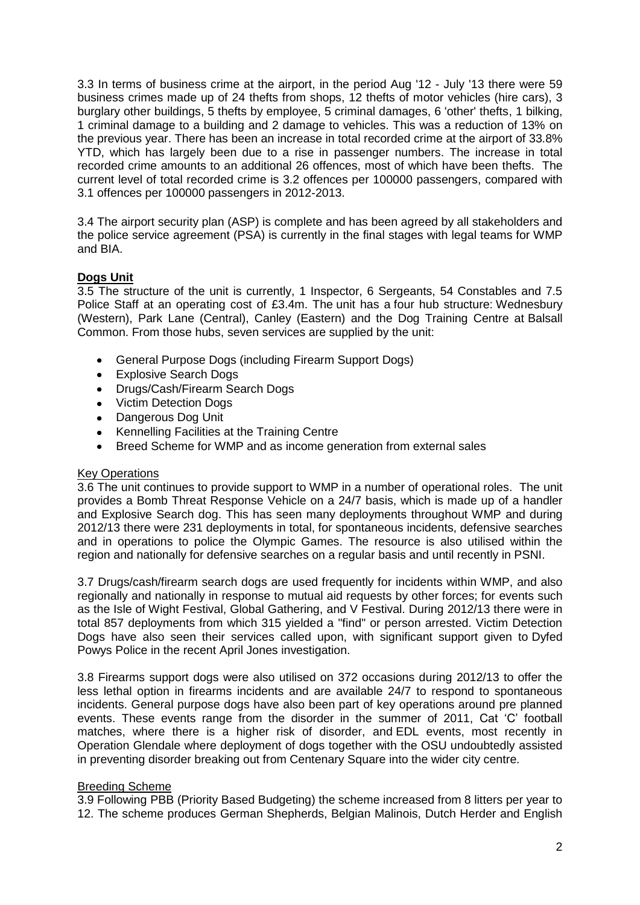3.3 In terms of business crime at the airport, in the period Aug '12 - July '13 there were 59 business crimes made up of 24 thefts from shops, 12 thefts of motor vehicles (hire cars), 3 burglary other buildings, 5 thefts by employee, 5 criminal damages, 6 'other' thefts, 1 bilking, 1 criminal damage to a building and 2 damage to vehicles. This was a reduction of 13% on the previous year. There has been an increase in total recorded crime at the airport of 33.8% YTD, which has largely been due to a rise in passenger numbers. The increase in total recorded crime amounts to an additional 26 offences, most of which have been thefts. The current level of total recorded crime is 3.2 offences per 100000 passengers, compared with 3.1 offences per 100000 passengers in 2012-2013.

3.4 The airport security plan (ASP) is complete and has been agreed by all stakeholders and the police service agreement (PSA) is currently in the final stages with legal teams for WMP and BIA.

## Dogs Unit

3.5 The structure of the unit is currently, 1 Inspector, 6 Sergeants, 54 Constables and 7.5 Police Staff at an operating cost of £3.4m. The unit has a four hub structure: Wednesbury (Western), Park Lane (Central), Canley (Eastern) and the Dog Training Centre at Balsall Common. From those hubs, seven services are supplied by the unit:

- General Purpose Dogs (including Firearm Support Dogs)
- Explosive Search Dogs
- Drugs/Cash/Firearm Search Dogs
- Victim Detection Dogs
- Dangerous Dog Unit
- Kennelling Facilities at the Training Centre
- Breed Scheme for WMP and as income generation from external sales

### Key Operations

3.6 The unit continues to provide support to WMP in a number of operational roles. The unit provides a Bomb Threat Response Vehicle on a 24/7 basis, which is made up of a handler and Explosive Search dog. This has seen many deployments throughout WMP and during 2012/13 there were 231 deployments in total, for spontaneous incidents, defensive searches and in operations to police the Olympic Games. The resource is also utilised within the region and nationally for defensive searches on a regular basis and until recently in PSNI.

3.7 Drugs/cash/firearm search dogs are used frequently for incidents within WMP, and also regionally and nationally in response to mutual aid requests by other forces; for events such as the Isle of Wight Festival, Global Gathering, and V Festival. During 2012/13 there were in total 857 deployments from which 315 yielded a "find" or person arrested. Victim Detection Dogs have also seen their services called upon, with significant support given to Dyfed Powys Police in the recent April Jones investigation.

3.8 Firearms support dogs were also utilised on 372 occasions during 2012/13 to offer the less lethal option in firearms incidents and are available 24/7 to respond to spontaneous incidents. General purpose dogs have also been part of key operations around pre planned events. These events range from the disorder in the summer of 2011, Cat 'C' football matches, where there is a higher risk of disorder, and EDL events, most recently in Operation Glendale where deployment of dogs together with the OSU undoubtedly assisted in preventing disorder breaking out from Centenary Square into the wider city centre.

### Breeding Scheme

3.9 Following PBB (Priority Based Budgeting) the scheme increased from 8 litters per year to 12. The scheme produces German Shepherds, Belgian Malinois, Dutch Herder and English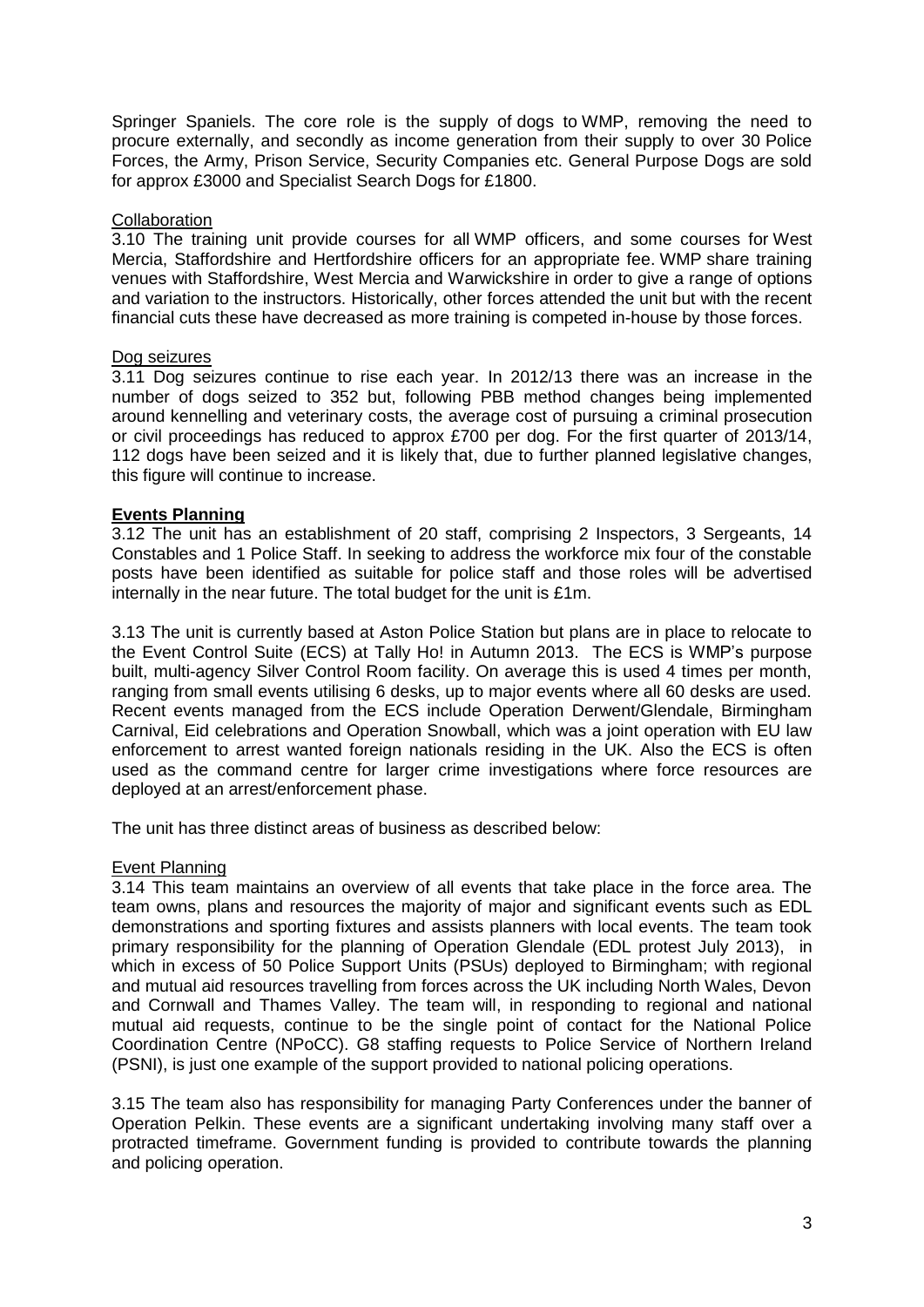Springer Spaniels. The core role is the supply of dogs to WMP, removing the need to procure externally, and secondly as income generation from their supply to over 30 Police Forces, the Army, Prison Service, Security Companies etc. General Purpose Dogs are sold for approx £3000 and Specialist Search Dogs for £1800.

Collaboration

3.10 The training unit provide courses for all WMP officers, and some courses for West Mercia, Staffordshire and Hertfordshire officers for an appropriate fee. WMP share training venues with Staffordshire, West Mercia and Warwickshire in order to give a range of options and variation to the instructors. Historically, other forces attended the unit but with the recent financial cuts these have decreased as more training is competed in-house by those forces.

Dog seizures

3.11 Dog seizures continue to rise each year. In 2012/13 there was an increase in the number of dogs seized to 352 but, following PBB method changes being implemented around kennelling and veterinary costs, the average cost of pursuing a criminal prosecution or civil proceedings has reduced to approx £700 per dog. For the first quarter of 2013/14, 112 dogs have been seized and it is likely that, due to further planned legislative changes, this figure will continue to increase.

**Events Planning**

3.12 The unit has an establishment of 20 staff, comprising 2 Inspectors, 3 Sergeants, 14 Constables and 1 Police Staff. In seeking to address the workforce mix four of the constable posts have been identified as suitable for police staff and those roles will be advertised internally in the near future. The total budget for the unit is £1m.

3.13 The unit is currently based at Aston Police Station but plans are in place to relocate to the Event Control Suite (ECS) at Tally Ho! in Autumn 2013. The ECS is WMP's purpose built, multi-agency Silver Control Room facility. On average this is used 4 times per month, ranging from small events utilising 6 desks, up to major events where all 60 desks are used. Recent events managed from the ECS include Operation Derwent/Glendale, Birmingham Carnival, Eid celebrations and Operation Snowball, which was a joint operation with EU law enforcement to arrest wanted foreign nationals residing in the UK. Also the ECS is often used as the command centre for larger crime investigations where force resources are deployed at an arrest/enforcement phase.

The unit has three distinct areas of business as described below:

Event Planning

3.14 This team maintains an overview of all events that take place in the force area. The team owns, plans and resources the majority of major and significant events such as EDL demonstrations and sporting fixtures and assists planners with local events. The team took primary responsibility for the planning of Operation Glendale (EDL protest July 2013), in which in excess of 50 Police Support Units (PSUs) deployed to Birmingham; with regional and mutual aid resources travelling from forces across the UK including North Wales, Devon and Cornwall and Thames Valley. The team will, in responding to regional and national mutual aid requests, continue to be the single point of contact for the National Police Coordination Centre (NPoCC). G8 staffing requests to Police Service of Northern Ireland (PSNI), is just one example of the support provided to national policing operations.

3.15 The team also has responsibility for managing Party Conferences under the banner of Operation Pelkin. These events are a significant undertaking involving many staff over a protracted timeframe. Government funding is provided to contribute towards the planning and policing operation.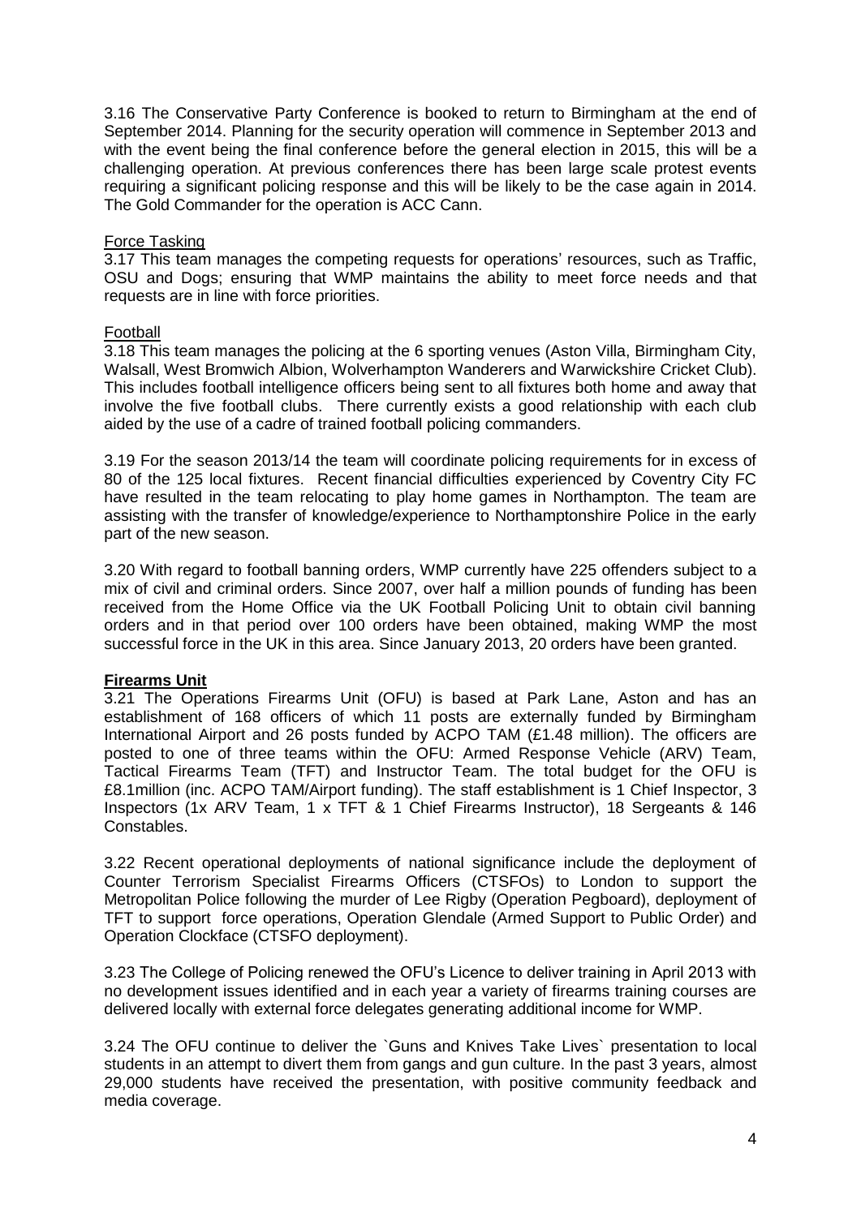3.16 The Conservative Party Conference is booked to return to Birmingham at the end of September 2014. Planning for the security operation will commence in September 2013 and with the event being the final conference before the general election in 2015, this will be a challenging operation. At previous conferences there has been large scale protest events requiring a significant policing response and this will be likely to be the case again in 2014. The Gold Commander for the operation is ACC Cann.

Force Tasking

3.17 This team manages the competing requests for operations' resources, such as Traffic, OSU and Dogs; ensuring that WMP maintains the ability to meet force needs and that requests are in line with force priorities.

Football

3.18 This team manages the policing at the 6 sporting venues (Aston Villa, Birmingham City, Walsall, West Bromwich Albion, Wolverhampton Wanderers and Warwickshire Cricket Club). This includes football intelligence officers being sent to all fixtures both home and away that involve the five football clubs. There currently exists a good relationship with each club aided by the use of a cadre of trained football policing commanders.

3.19 For the season 2013/14 the team will coordinate policing requirements for in excess of 80 of the 125 local fixtures. Recent financial difficulties experienced by Coventry City FC have resulted in the team relocating to play home games in Northampton. The team are assisting with the transfer of knowledge/experience to Northamptonshire Police in the early part of the new season.

3.20 With regard to football banning orders, WMP currently have 225 offenders subject to a mix of civil and criminal orders. Since 2007, over half a million pounds of funding has been received from the Home Office via the UK Football Policing Unit to obtain civil banning orders and in that period over 100 orders have been obtained, making WMP the most successful force in the UK in this area. Since January 2013, 20 orders have been granted.

**Firearms Unit**

3.21 The Operations Firearms Unit (OFU) is based at Park Lane, Aston and has an establishment of 168 officers of which 11 posts are externally funded by Birmingham International Airport and 26 posts funded by ACPO TAM (£1.48 million). The officers are posted to one of three teams within the OFU: Armed Response Vehicle (ARV) Team, Tactical Firearms Team (TFT) and Instructor Team. The total budget for the OFU is £8.1million (inc. ACPO TAM/Airport funding). The staff establishment is 1 Chief Inspector, 3 Inspectors (1x ARV Team, 1 x TFT & 1 Chief Firearms Instructor), 18 Sergeants & 146 Constables.

3.22 Recent operational deployments of national significance include the deployment of Counter Terrorism Specialist Firearms Officers (CTSFOs) to London to support the Metropolitan Police following the murder of Lee Rigby (Operation Pegboard), deployment of TFT to support force operations, Operation Glendale (Armed Support to Public Order) and Operation Clockface (CTSFO deployment).

3.23 The College of Policing renewed the OFU's Licence to deliver training in April 2013 with no development issues identified and in each year a variety of firearms training courses are delivered locally with external force delegates generating additional income for WMP.

3.24 The OFU continue to deliver the `Guns and Knives Take Lives` presentation to local students in an attempt to divert them from gangs and gun culture. In the past 3 years, almost 29,000 students have received the presentation, with positive community feedback and media coverage.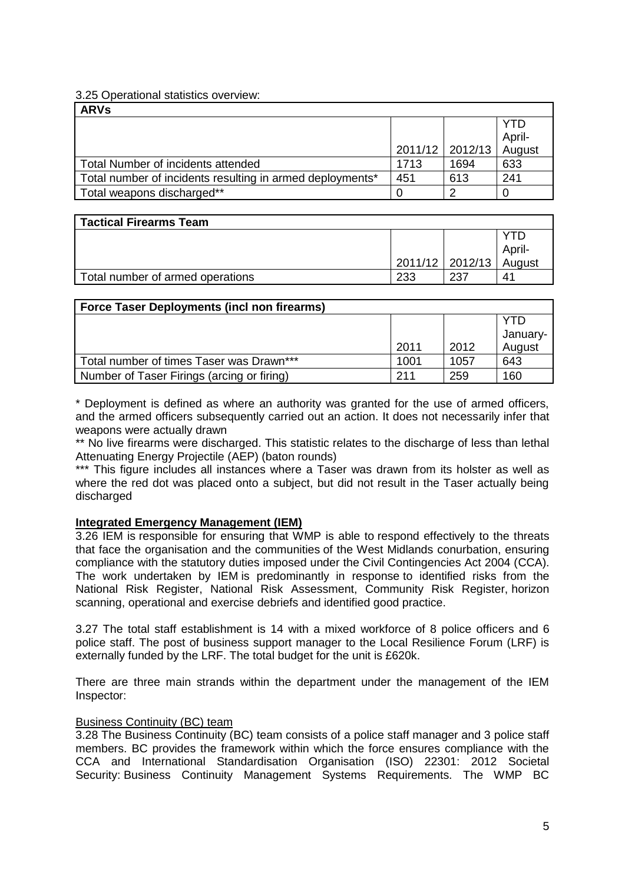3.25 Operational statistics overview:

| ARVs | | | |
|---|---|---|---|
| | 2011/12 | 2012/13 | YTD April-August |
| Total Number of incidents attended | 1713 | 1694 | 633 |
| Total number of incidents resulting in armed deployments* | 451 | 613 | 241 |
| Total weapons discharged** | 0 | 2 | 0 |

| Tactical Firearms Team | | | |
|---|---|---|---|
| | 2011/12 | 2012/13 | YTD April-August |
| Total number of armed operations | 233 | 237 | 41 |

| Force Taser Deployments (incl non firearms) | | | |
|---|---|---|---|
| | 2011 | 2012 | YTD January-August |
| Total number of times Taser was Drawn*** | 1001 | 1057 | 643 |
| Number of Taser Firings (arcing or firing) | 211 | 259 | 160 |

* Deployment is defined as where an authority was granted for the use of armed officers, and the armed officers subsequently carried out an action. It does not necessarily infer that weapons were actually drawn

** No live firearms were discharged. This statistic relates to the discharge of less than lethal Attenuating Energy Projectile (AEP) (baton rounds)

*** This figure includes all instances where a Taser was drawn from its holster as well as where the red dot was placed onto a subject, but did not result in the Taser actually being discharged

**Integrated Emergency Management (IEM)**

3.26 IEM is responsible for ensuring that WMP is able to respond effectively to the threats that face the organisation and the communities of the West Midlands conurbation, ensuring compliance with the statutory duties imposed under the Civil Contingencies Act 2004 (CCA). The work undertaken by IEM is predominantly in response to identified risks from the National Risk Register, National Risk Assessment, Community Risk Register, horizon scanning, operational and exercise debriefs and identified good practice.

3.27 The total staff establishment is 14 with a mixed workforce of 8 police officers and 6 police staff. The post of business support manager to the Local Resilience Forum (LRF) is externally funded by the LRF. The total budget for the unit is £620k.

There are three main strands within the department under the management of the IEM Inspector:

Business Continuity (BC) team

3.28 The Business Continuity (BC) team consists of a police staff manager and 3 police staff members. BC provides the framework within which the force ensures compliance with the CCA and International Standardisation Organisation (ISO) 22301: 2012 Societal Security: Business Continuity Management Systems Requirements. The WMP BC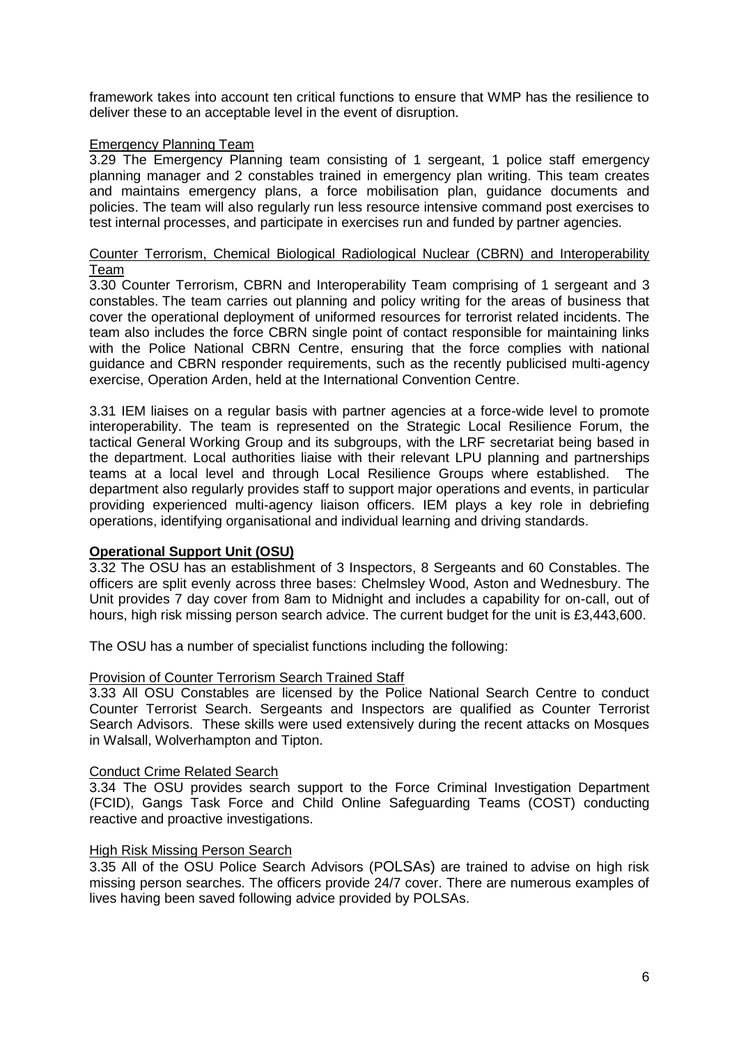framework takes into account ten critical functions to ensure that WMP has the resilience to deliver these to an acceptable level in the event of disruption.

### Emergency Planning Team

3.29 The Emergency Planning team consisting of 1 sergeant, 1 police staff emergency planning manager and 2 constables trained in emergency plan writing. This team creates and maintains emergency plans, a force mobilisation plan, guidance documents and policies. The team will also regularly run less resource intensive command post exercises to test internal processes, and participate in exercises run and funded by partner agencies.

### Counter Terrorism, Chemical Biological Radiological Nuclear (CBRN) and Interoperability Team

3.30 Counter Terrorism, CBRN and Interoperability Team comprising of 1 sergeant and 3 constables. The team carries out planning and policy writing for the areas of business that cover the operational deployment of uniformed resources for terrorist related incidents. The team also includes the force CBRN single point of contact responsible for maintaining links with the Police National CBRN Centre, ensuring that the force complies with national guidance and CBRN responder requirements, such as the recently publicised multi-agency exercise, Operation Arden, held at the International Convention Centre.

3.31 IEM liaises on a regular basis with partner agencies at a force-wide level to promote interoperability. The team is represented on the Strategic Local Resilience Forum, the tactical General Working Group and its subgroups, with the LRF secretariat being based in the department. Local authorities liaise with their relevant LPU planning and partnerships teams at a local level and through Local Resilience Groups where established. The department also regularly provides staff to support major operations and events, in particular providing experienced multi-agency liaison officers. IEM plays a key role in debriefing operations, identifying organisational and individual learning and driving standards.

## Operational Support Unit (OSU)

3.32 The OSU has an establishment of 3 Inspectors, 8 Sergeants and 60 Constables. The officers are split evenly across three bases: Chelmsley Wood, Aston and Wednesbury. The Unit provides 7 day cover from 8am to Midnight and includes a capability for on-call, out of hours, high risk missing person search advice. The current budget for the unit is £3,443,600.

The OSU has a number of specialist functions including the following:

### Provision of Counter Terrorism Search Trained Staff

3.33 All OSU Constables are licensed by the Police National Search Centre to conduct Counter Terrorist Search. Sergeants and Inspectors are qualified as Counter Terrorist Search Advisors. These skills were used extensively during the recent attacks on Mosques in Walsall, Wolverhampton and Tipton.

### Conduct Crime Related Search

3.34 The OSU provides search support to the Force Criminal Investigation Department (FCID), Gangs Task Force and Child Online Safeguarding Teams (COST) conducting reactive and proactive investigations.

### High Risk Missing Person Search

3.35 All of the OSU Police Search Advisors (POLSAs) are trained to advise on high risk missing person searches. The officers provide 24/7 cover. There are numerous examples of lives having been saved following advice provided by POLSAs.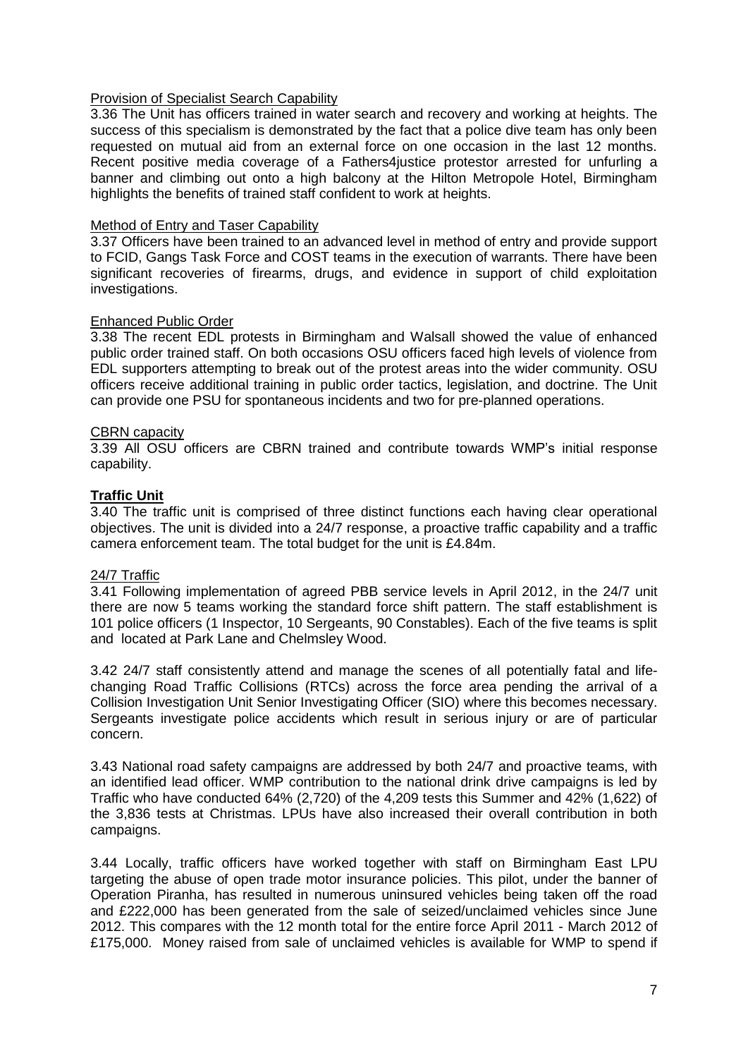Provision of Specialist Search Capability

3.36 The Unit has officers trained in water search and recovery and working at heights. The success of this specialism is demonstrated by the fact that a police dive team has only been requested on mutual aid from an external force on one occasion in the last 12 months. Recent positive media coverage of a Fathers4justice protestor arrested for unfurling a banner and climbing out onto a high balcony at the Hilton Metropole Hotel, Birmingham highlights the benefits of trained staff confident to work at heights.

Method of Entry and Taser Capability

3.37 Officers have been trained to an advanced level in method of entry and provide support to FCID, Gangs Task Force and COST teams in the execution of warrants. There have been significant recoveries of firearms, drugs, and evidence in support of child exploitation investigations.

Enhanced Public Order

3.38 The recent EDL protests in Birmingham and Walsall showed the value of enhanced public order trained staff. On both occasions OSU officers faced high levels of violence from EDL supporters attempting to break out of the protest areas into the wider community. OSU officers receive additional training in public order tactics, legislation, and doctrine. The Unit can provide one PSU for spontaneous incidents and two for pre-planned operations.

CBRN capacity

3.39 All OSU officers are CBRN trained and contribute towards WMP's initial response capability.

## Traffic Unit

3.40 The traffic unit is comprised of three distinct functions each having clear operational objectives. The unit is divided into a 24/7 response, a proactive traffic capability and a traffic camera enforcement team. The total budget for the unit is £4.84m.

24/7 Traffic

3.41 Following implementation of agreed PBB service levels in April 2012, in the 24/7 unit there are now 5 teams working the standard force shift pattern. The staff establishment is 101 police officers (1 Inspector, 10 Sergeants, 90 Constables). Each of the five teams is split and located at Park Lane and Chelmsley Wood.

3.42 24/7 staff consistently attend and manage the scenes of all potentially fatal and life-changing Road Traffic Collisions (RTCs) across the force area pending the arrival of a Collision Investigation Unit Senior Investigating Officer (SIO) where this becomes necessary. Sergeants investigate police accidents which result in serious injury or are of particular concern.

3.43 National road safety campaigns are addressed by both 24/7 and proactive teams, with an identified lead officer. WMP contribution to the national drink drive campaigns is led by Traffic who have conducted 64% (2,720) of the 4,209 tests this Summer and 42% (1,622) of the 3,836 tests at Christmas. LPUs have also increased their overall contribution in both campaigns.

3.44 Locally, traffic officers have worked together with staff on Birmingham East LPU targeting the abuse of open trade motor insurance policies. This pilot, under the banner of Operation Piranha, has resulted in numerous uninsured vehicles being taken off the road and £222,000 has been generated from the sale of seized/unclaimed vehicles since June 2012. This compares with the 12 month total for the entire force April 2011 - March 2012 of £175,000. Money raised from sale of unclaimed vehicles is available for WMP to spend if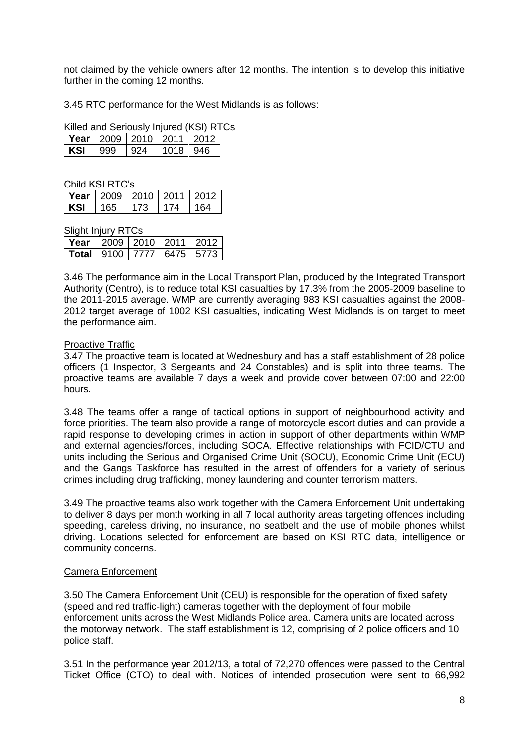not claimed by the vehicle owners after 12 months. The intention is to develop this initiative further in the coming 12 months.

3.45 RTC performance for the West Midlands is as follows:

Killed and Seriously Injured (KSI) RTCs

| **Year** | 2009 | 2010 | 2011 | 2012 |
|---|---|---|---|---|
| **KSI** | 999 | 924 | 1018 | 946 |

Child KSI RTC's

| **Year** | 2009 | 2010 | 2011 | 2012 |
|---|---|---|---|---|
| **KSI** | 165 | 173 | 174 | 164 |

Slight Injury RTCs

| **Year** | 2009 | 2010 | 2011 | 2012 |
|---|---|---|---|---|
| **Total** | 9100 | 7777 | 6475 | 5773 |

3.46 The performance aim in the Local Transport Plan, produced by the Integrated Transport Authority (Centro), is to reduce total KSI casualties by 17.3% from the 2005-2009 baseline to the 2011-2015 average. WMP are currently averaging 983 KSI casualties against the 2008-2012 target average of 1002 KSI casualties, indicating West Midlands is on target to meet the performance aim.

Proactive Traffic

3.47 The proactive team is located at Wednesbury and has a staff establishment of 28 police officers (1 Inspector, 3 Sergeants and 24 Constables) and is split into three teams. The proactive teams are available 7 days a week and provide cover between 07:00 and 22:00 hours.

3.48 The teams offer a range of tactical options in support of neighbourhood activity and force priorities. The team also provide a range of motorcycle escort duties and can provide a rapid response to developing crimes in action in support of other departments within WMP and external agencies/forces, including SOCA. Effective relationships with FCID/CTU and units including the Serious and Organised Crime Unit (SOCU), Economic Crime Unit (ECU) and the Gangs Taskforce has resulted in the arrest of offenders for a variety of serious crimes including drug trafficking, money laundering and counter terrorism matters.

3.49 The proactive teams also work together with the Camera Enforcement Unit undertaking to deliver 8 days per month working in all 7 local authority areas targeting offences including speeding, careless driving, no insurance, no seatbelt and the use of mobile phones whilst driving. Locations selected for enforcement are based on KSI RTC data, intelligence or community concerns.

Camera Enforcement

3.50 The Camera Enforcement Unit (CEU) is responsible for the operation of fixed safety (speed and red traffic-light) cameras together with the deployment of four mobile enforcement units across the West Midlands Police area. Camera units are located across the motorway network. The staff establishment is 12, comprising of 2 police officers and 10 police staff.

3.51 In the performance year 2012/13, a total of 72,270 offences were passed to the Central Ticket Office (CTO) to deal with. Notices of intended prosecution were sent to 66,992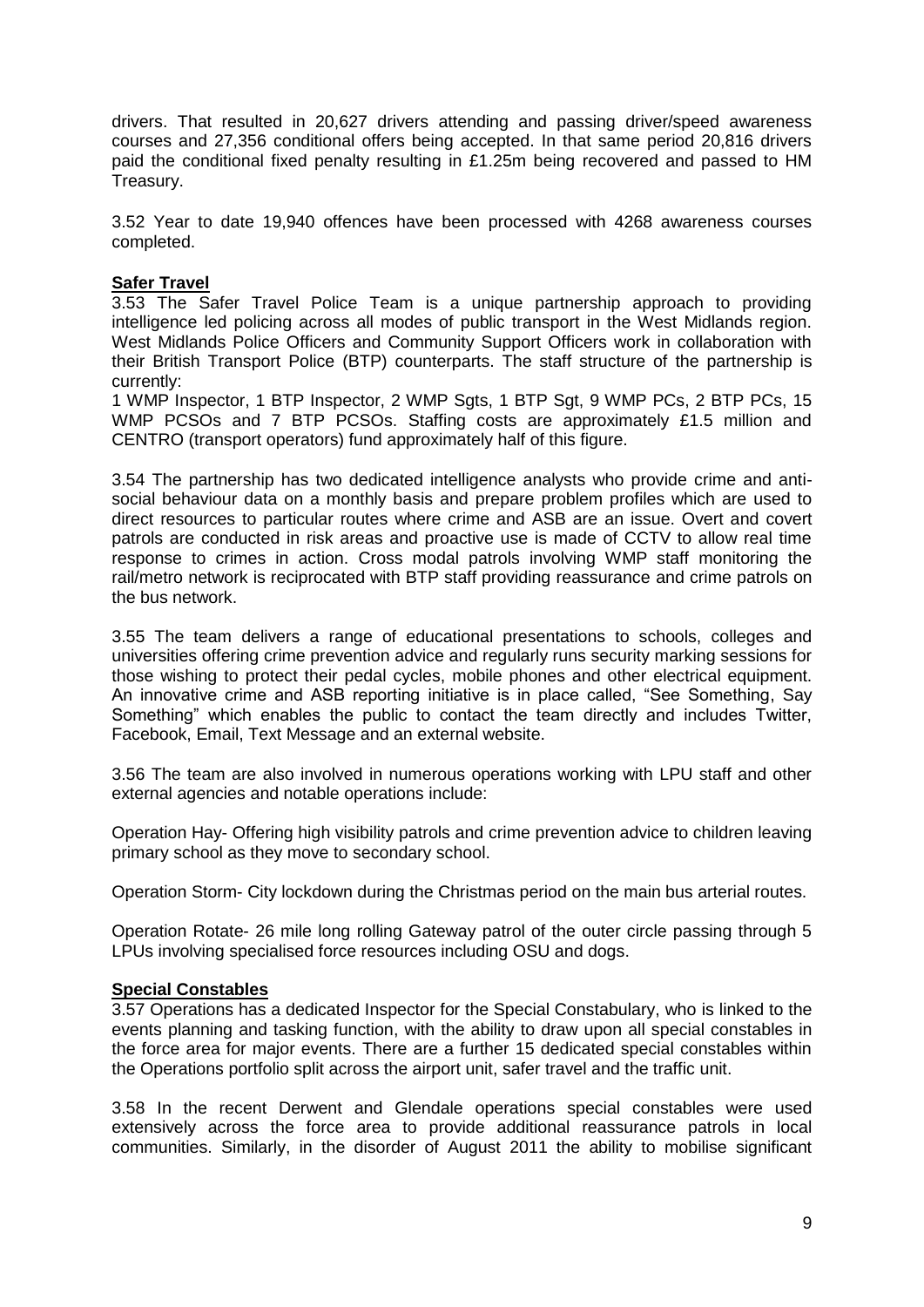drivers. That resulted in 20,627 drivers attending and passing driver/speed awareness courses and 27,356 conditional offers being accepted. In that same period 20,816 drivers paid the conditional fixed penalty resulting in £1.25m being recovered and passed to HM Treasury.

3.52 Year to date 19,940 offences have been processed with 4268 awareness courses completed.

**Safer Travel**

3.53 The Safer Travel Police Team is a unique partnership approach to providing intelligence led policing across all modes of public transport in the West Midlands region. West Midlands Police Officers and Community Support Officers work in collaboration with their British Transport Police (BTP) counterparts. The staff structure of the partnership is currently:

1 WMP Inspector, 1 BTP Inspector, 2 WMP Sgts, 1 BTP Sgt, 9 WMP PCs, 2 BTP PCs, 15 WMP PCSOs and 7 BTP PCSOs. Staffing costs are approximately £1.5 million and CENTRO (transport operators) fund approximately half of this figure.

3.54 The partnership has two dedicated intelligence analysts who provide crime and anti-social behaviour data on a monthly basis and prepare problem profiles which are used to direct resources to particular routes where crime and ASB are an issue. Overt and covert patrols are conducted in risk areas and proactive use is made of CCTV to allow real time response to crimes in action. Cross modal patrols involving WMP staff monitoring the rail/metro network is reciprocated with BTP staff providing reassurance and crime patrols on the bus network.

3.55 The team delivers a range of educational presentations to schools, colleges and universities offering crime prevention advice and regularly runs security marking sessions for those wishing to protect their pedal cycles, mobile phones and other electrical equipment. An innovative crime and ASB reporting initiative is in place called, "See Something, Say Something" which enables the public to contact the team directly and includes Twitter, Facebook, Email, Text Message and an external website.

3.56 The team are also involved in numerous operations working with LPU staff and other external agencies and notable operations include:

Operation Hay- Offering high visibility patrols and crime prevention advice to children leaving primary school as they move to secondary school.

Operation Storm- City lockdown during the Christmas period on the main bus arterial routes.

Operation Rotate- 26 mile long rolling Gateway patrol of the outer circle passing through 5 LPUs involving specialised force resources including OSU and dogs.

**Special Constables**

3.57 Operations has a dedicated Inspector for the Special Constabulary, who is linked to the events planning and tasking function, with the ability to draw upon all special constables in the force area for major events. There are a further 15 dedicated special constables within the Operations portfolio split across the airport unit, safer travel and the traffic unit.

3.58 In the recent Derwent and Glendale operations special constables were used extensively across the force area to provide additional reassurance patrols in local communities. Similarly, in the disorder of August 2011 the ability to mobilise significant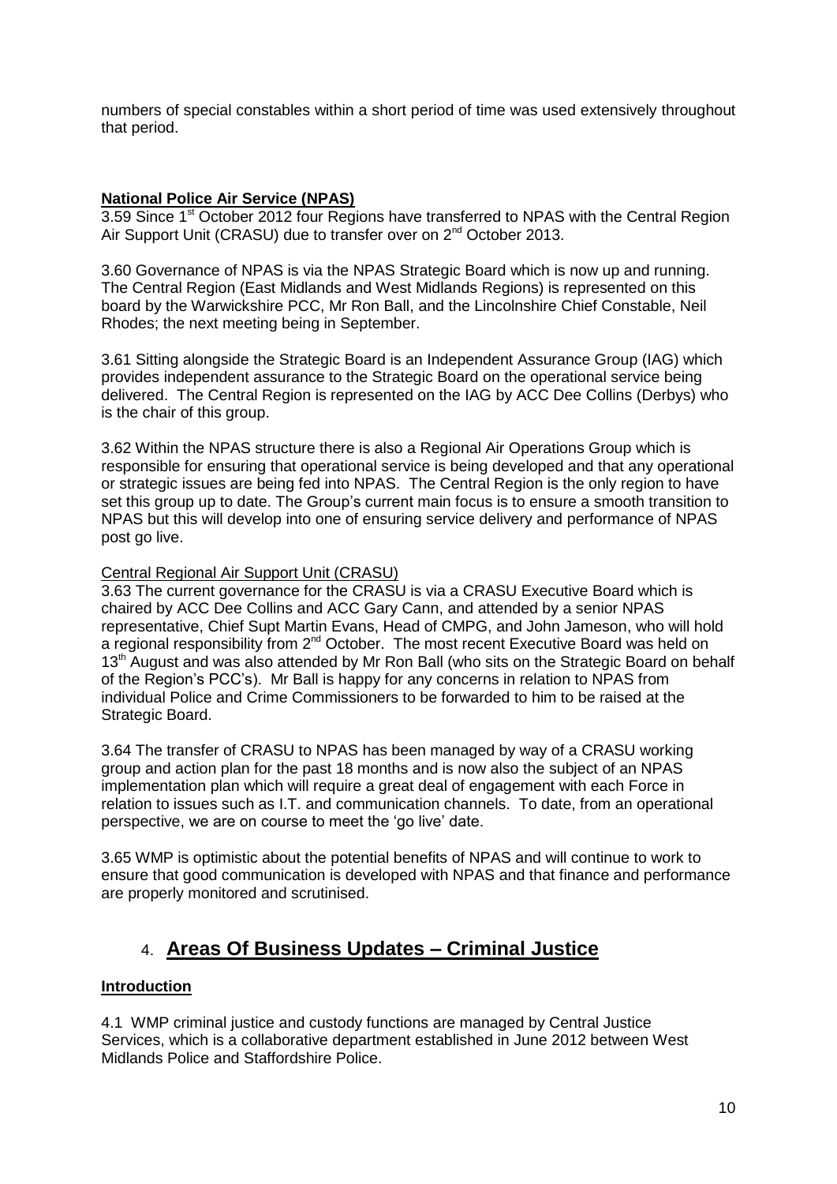numbers of special constables within a short period of time was used extensively throughout that period.

**National Police Air Service (NPAS)**

3.59 Since 1st October 2012 four Regions have transferred to NPAS with the Central Region Air Support Unit (CRASU) due to transfer over on 2nd October 2013.

3.60 Governance of NPAS is via the NPAS Strategic Board which is now up and running. The Central Region (East Midlands and West Midlands Regions) is represented on this board by the Warwickshire PCC, Mr Ron Ball, and the Lincolnshire Chief Constable, Neil Rhodes; the next meeting being in September.

3.61 Sitting alongside the Strategic Board is an Independent Assurance Group (IAG) which provides independent assurance to the Strategic Board on the operational service being delivered. The Central Region is represented on the IAG by ACC Dee Collins (Derbys) who is the chair of this group.

3.62 Within the NPAS structure there is also a Regional Air Operations Group which is responsible for ensuring that operational service is being developed and that any operational or strategic issues are being fed into NPAS. The Central Region is the only region to have set this group up to date. The Group's current main focus is to ensure a smooth transition to NPAS but this will develop into one of ensuring service delivery and performance of NPAS post go live.

Central Regional Air Support Unit (CRASU)

3.63 The current governance for the CRASU is via a CRASU Executive Board which is chaired by ACC Dee Collins and ACC Gary Cann, and attended by a senior NPAS representative, Chief Supt Martin Evans, Head of CMPG, and John Jameson, who will hold a regional responsibility from 2nd October. The most recent Executive Board was held on 13th August and was also attended by Mr Ron Ball (who sits on the Strategic Board on behalf of the Region's PCC's). Mr Ball is happy for any concerns in relation to NPAS from individual Police and Crime Commissioners to be forwarded to him to be raised at the Strategic Board.

3.64 The transfer of CRASU to NPAS has been managed by way of a CRASU working group and action plan for the past 18 months and is now also the subject of an NPAS implementation plan which will require a great deal of engagement with each Force in relation to issues such as I.T. and communication channels. To date, from an operational perspective, we are on course to meet the 'go live' date.

3.65 WMP is optimistic about the potential benefits of NPAS and will continue to work to ensure that good communication is developed with NPAS and that finance and performance are properly monitored and scrutinised.

## 4. Areas Of Business Updates – Criminal Justice

**Introduction**

4.1 WMP criminal justice and custody functions are managed by Central Justice Services, which is a collaborative department established in June 2012 between West Midlands Police and Staffordshire Police.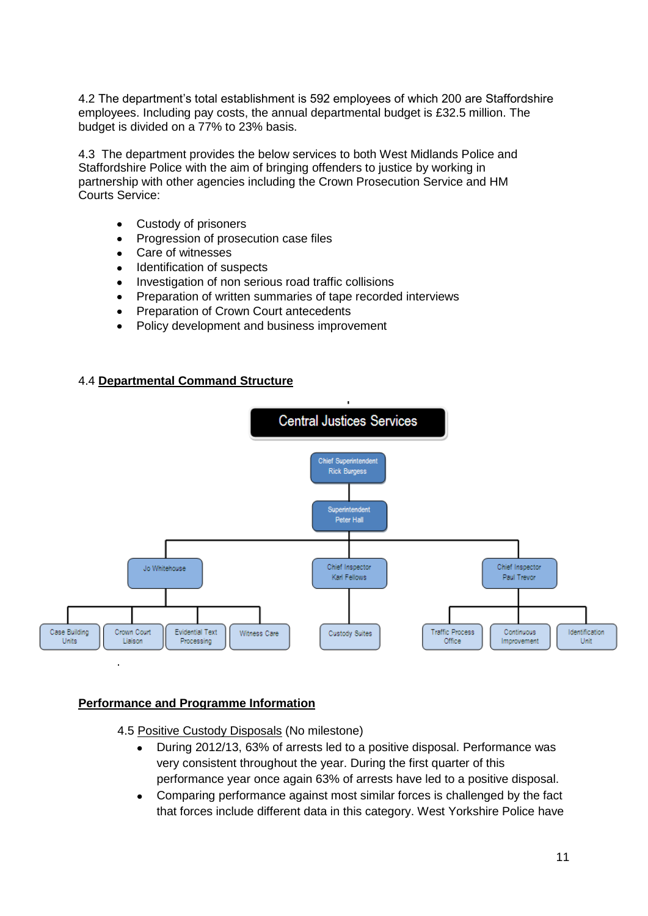4.2 The department's total establishment is 592 employees of which 200 are Staffordshire employees. Including pay costs, the annual departmental budget is £32.5 million. The budget is divided on a 77% to 23% basis.

4.3 The department provides the below services to both West Midlands Police and Staffordshire Police with the aim of bringing offenders to justice by working in partnership with other agencies including the Crown Prosecution Service and HM Courts Service:

- Custody of prisoners
- Progression of prosecution case files
- Care of witnesses
- Identification of suspects
- Investigation of non serious road traffic collisions
- Preparation of written summaries of tape recorded interviews
- Preparation of Crown Court antecedents
- Policy development and business improvement

4.4 **Departmental Command Structure**

Central Justices Services

- Chief Superintendent Rick Burgess
  - Superintendent Peter Hall
    - Jo Whitehouse
      - Case Building Units
      - Crown Court Liaison
      - Evidential Text Processing
      - Witness Care
    - Chief Inspector Karl Fellows
      - Custody Suites
    - Chief Inspector Paul Trevor
      - Traffic Process Office
      - Continuous Improvement
      - Identification Unit

**Performance and Programme Information**

4.5 Positive Custody Disposals (No milestone)

- During 2012/13, 63% of arrests led to a positive disposal. Performance was very consistent throughout the year. During the first quarter of this performance year once again 63% of arrests have led to a positive disposal.
- Comparing performance against most similar forces is challenged by the fact that forces include different data in this category. West Yorkshire Police have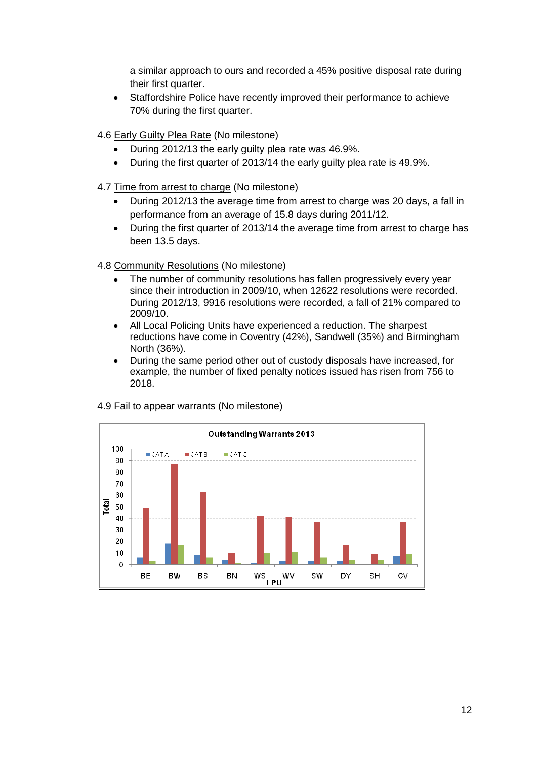a similar approach to ours and recorded a 45% positive disposal rate during their first quarter.

- Staffordshire Police have recently improved their performance to achieve 70% during the first quarter.

4.6 Early Guilty Plea Rate (No milestone)

- During 2012/13 the early guilty plea rate was 46.9%.
- During the first quarter of 2013/14 the early guilty plea rate is 49.9%.

4.7 Time from arrest to charge (No milestone)

- During 2012/13 the average time from arrest to charge was 20 days, a fall in performance from an average of 15.8 days during 2011/12.
- During the first quarter of 2013/14 the average time from arrest to charge has been 13.5 days.

4.8 Community Resolutions (No milestone)

- The number of community resolutions has fallen progressively every year since their introduction in 2009/10, when 12622 resolutions were recorded. During 2012/13, 9916 resolutions were recorded, a fall of 21% compared to 2009/10.
- All Local Policing Units have experienced a reduction. The sharpest reductions have come in Coventry (42%), Sandwell (35%) and Birmingham North (36%).
- During the same period other out of custody disposals have increased, for example, the number of fixed penalty notices issued has risen from 756 to 2018.

4.9 Fail to appear warrants (No milestone)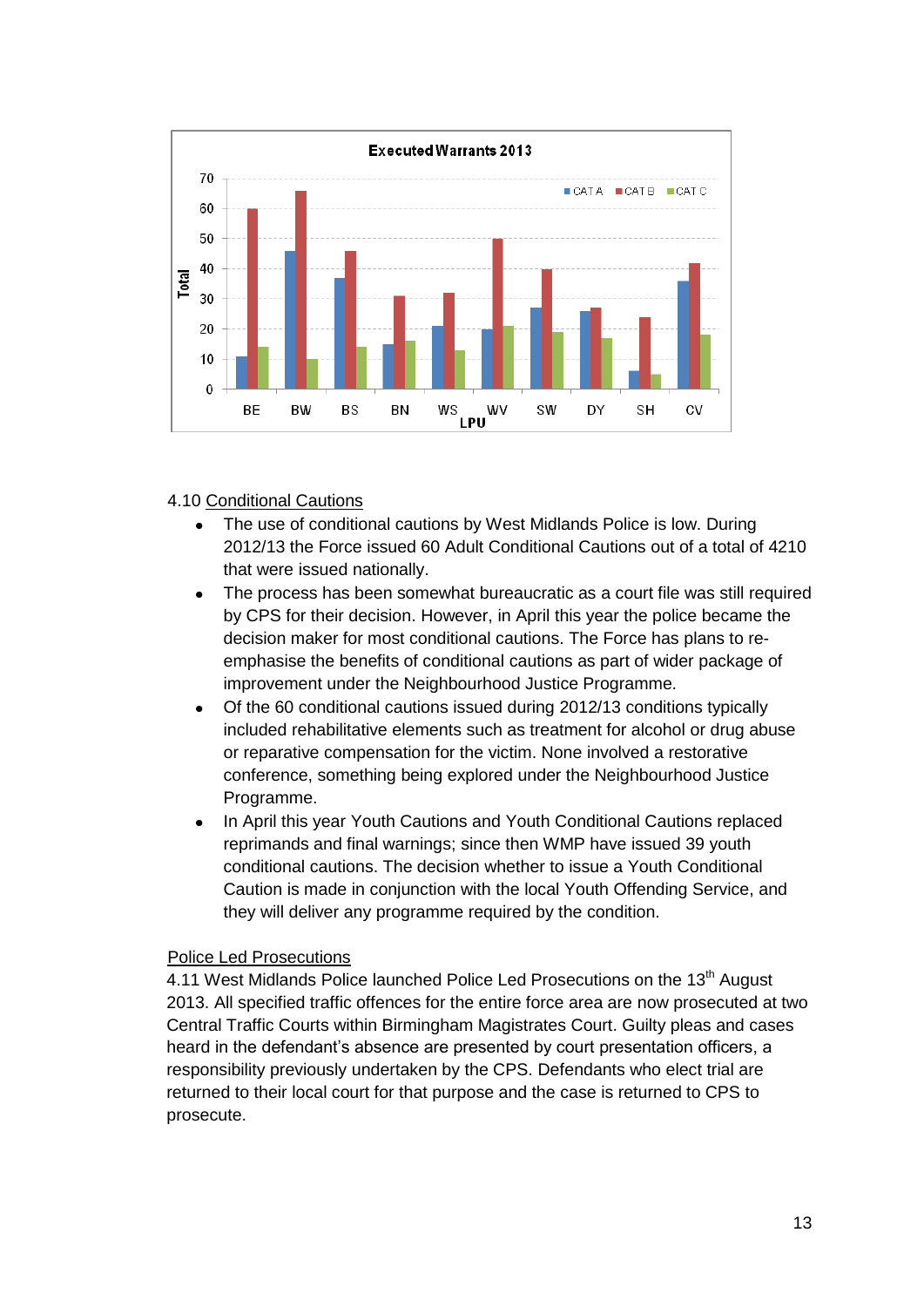**Executed Warrants 2013**

| LPU | CAT A | CAT B | CAT C |
|---|---|---|---|
| BE | 11 | 60 | 14 |
| BW | 46 | 66 | 10 |
| BS | 37 | 46 | 14 |
| BN | 15 | 31 | 16 |
| WS | 21 | 32 | 13 |
| WV | 20 | 50 | 21 |
| SW | 27 | 40 | 19 |
| DY | 26 | 27 | 17 |
| SH | 6 | 24 | 5 |
| CV | 36 | 42 | 18 |

4.10 Conditional Cautions

- The use of conditional cautions by West Midlands Police is low. During 2012/13 the Force issued 60 Adult Conditional Cautions out of a total of 4210 that were issued nationally.
- The process has been somewhat bureaucratic as a court file was still required by CPS for their decision. However, in April this year the police became the decision maker for most conditional cautions. The Force has plans to re-emphasise the benefits of conditional cautions as part of wider package of improvement under the Neighbourhood Justice Programme.
- Of the 60 conditional cautions issued during 2012/13 conditions typically included rehabilitative elements such as treatment for alcohol or drug abuse or reparative compensation for the victim. None involved a restorative conference, something being explored under the Neighbourhood Justice Programme.
- In April this year Youth Cautions and Youth Conditional Cautions replaced reprimands and final warnings; since then WMP have issued 39 youth conditional cautions. The decision whether to issue a Youth Conditional Caution is made in conjunction with the local Youth Offending Service, and they will deliver any programme required by the condition.

Police Led Prosecutions

4.11 West Midlands Police launched Police Led Prosecutions on the 13th August 2013. All specified traffic offences for the entire force area are now prosecuted at two Central Traffic Courts within Birmingham Magistrates Court. Guilty pleas and cases heard in the defendant's absence are presented by court presentation officers, a responsibility previously undertaken by the CPS. Defendants who elect trial are returned to their local court for that purpose and the case is returned to CPS to prosecute.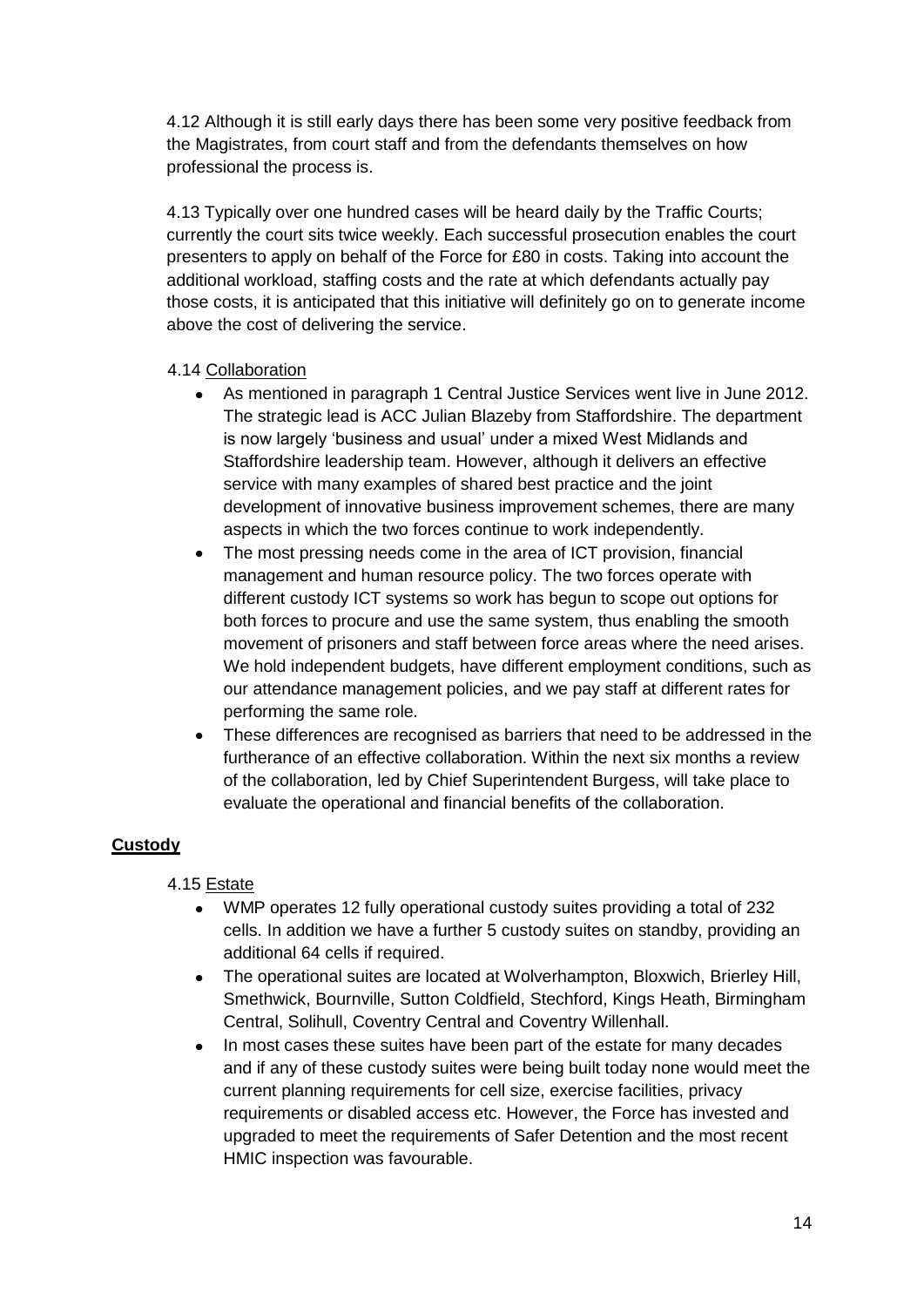4.12 Although it is still early days there has been some very positive feedback from the Magistrates, from court staff and from the defendants themselves on how professional the process is.

4.13 Typically over one hundred cases will be heard daily by the Traffic Courts; currently the court sits twice weekly. Each successful prosecution enables the court presenters to apply on behalf of the Force for £80 in costs. Taking into account the additional workload, staffing costs and the rate at which defendants actually pay those costs, it is anticipated that this initiative will definitely go on to generate income above the cost of delivering the service.

4.14 Collaboration

- As mentioned in paragraph 1 Central Justice Services went live in June 2012. The strategic lead is ACC Julian Blazeby from Staffordshire. The department is now largely 'business and usual' under a mixed West Midlands and Staffordshire leadership team. However, although it delivers an effective service with many examples of shared best practice and the joint development of innovative business improvement schemes, there are many aspects in which the two forces continue to work independently.
- The most pressing needs come in the area of ICT provision, financial management and human resource policy. The two forces operate with different custody ICT systems so work has begun to scope out options for both forces to procure and use the same system, thus enabling the smooth movement of prisoners and staff between force areas where the need arises. We hold independent budgets, have different employment conditions, such as our attendance management policies, and we pay staff at different rates for performing the same role.
- These differences are recognised as barriers that need to be addressed in the furtherance of an effective collaboration. Within the next six months a review of the collaboration, led by Chief Superintendent Burgess, will take place to evaluate the operational and financial benefits of the collaboration.

## Custody

4.15 Estate

- WMP operates 12 fully operational custody suites providing a total of 232 cells. In addition we have a further 5 custody suites on standby, providing an additional 64 cells if required.
- The operational suites are located at Wolverhampton, Bloxwich, Brierley Hill, Smethwick, Bournville, Sutton Coldfield, Stechford, Kings Heath, Birmingham Central, Solihull, Coventry Central and Coventry Willenhall.
- In most cases these suites have been part of the estate for many decades and if any of these custody suites were being built today none would meet the current planning requirements for cell size, exercise facilities, privacy requirements or disabled access etc. However, the Force has invested and upgraded to meet the requirements of Safer Detention and the most recent HMIC inspection was favourable.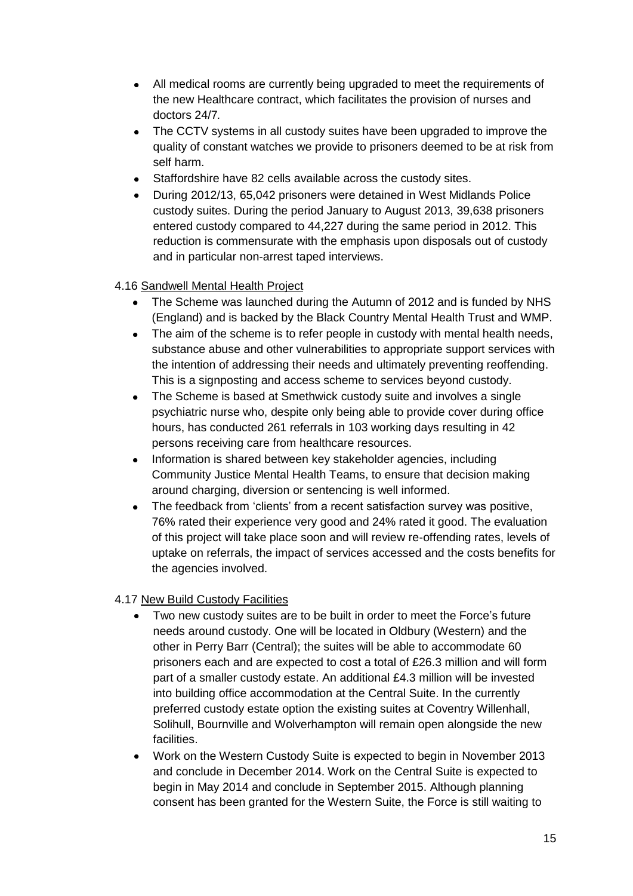- All medical rooms are currently being upgraded to meet the requirements of the new Healthcare contract, which facilitates the provision of nurses and doctors 24/7.
- The CCTV systems in all custody suites have been upgraded to improve the quality of constant watches we provide to prisoners deemed to be at risk from self harm.
- Staffordshire have 82 cells available across the custody sites.
- During 2012/13, 65,042 prisoners were detained in West Midlands Police custody suites. During the period January to August 2013, 39,638 prisoners entered custody compared to 44,227 during the same period in 2012. This reduction is commensurate with the emphasis upon disposals out of custody and in particular non-arrest taped interviews.

4.16 <u>Sandwell Mental Health Project</u>

- The Scheme was launched during the Autumn of 2012 and is funded by NHS (England) and is backed by the Black Country Mental Health Trust and WMP.
- The aim of the scheme is to refer people in custody with mental health needs, substance abuse and other vulnerabilities to appropriate support services with the intention of addressing their needs and ultimately preventing reoffending. This is a signposting and access scheme to services beyond custody.
- The Scheme is based at Smethwick custody suite and involves a single psychiatric nurse who, despite only being able to provide cover during office hours, has conducted 261 referrals in 103 working days resulting in 42 persons receiving care from healthcare resources.
- Information is shared between key stakeholder agencies, including Community Justice Mental Health Teams, to ensure that decision making around charging, diversion or sentencing is well informed.
- The feedback from 'clients' from a recent satisfaction survey was positive, 76% rated their experience very good and 24% rated it good. The evaluation of this project will take place soon and will review re-offending rates, levels of uptake on referrals, the impact of services accessed and the costs benefits for the agencies involved.

4.17 <u>New Build Custody Facilities</u>

- Two new custody suites are to be built in order to meet the Force's future needs around custody. One will be located in Oldbury (Western) and the other in Perry Barr (Central); the suites will be able to accommodate 60 prisoners each and are expected to cost a total of £26.3 million and will form part of a smaller custody estate. An additional £4.3 million will be invested into building office accommodation at the Central Suite. In the currently preferred custody estate option the existing suites at Coventry Willenhall, Solihull, Bournville and Wolverhampton will remain open alongside the new facilities.
- Work on the Western Custody Suite is expected to begin in November 2013 and conclude in December 2014. Work on the Central Suite is expected to begin in May 2014 and conclude in September 2015. Although planning consent has been granted for the Western Suite, the Force is still waiting to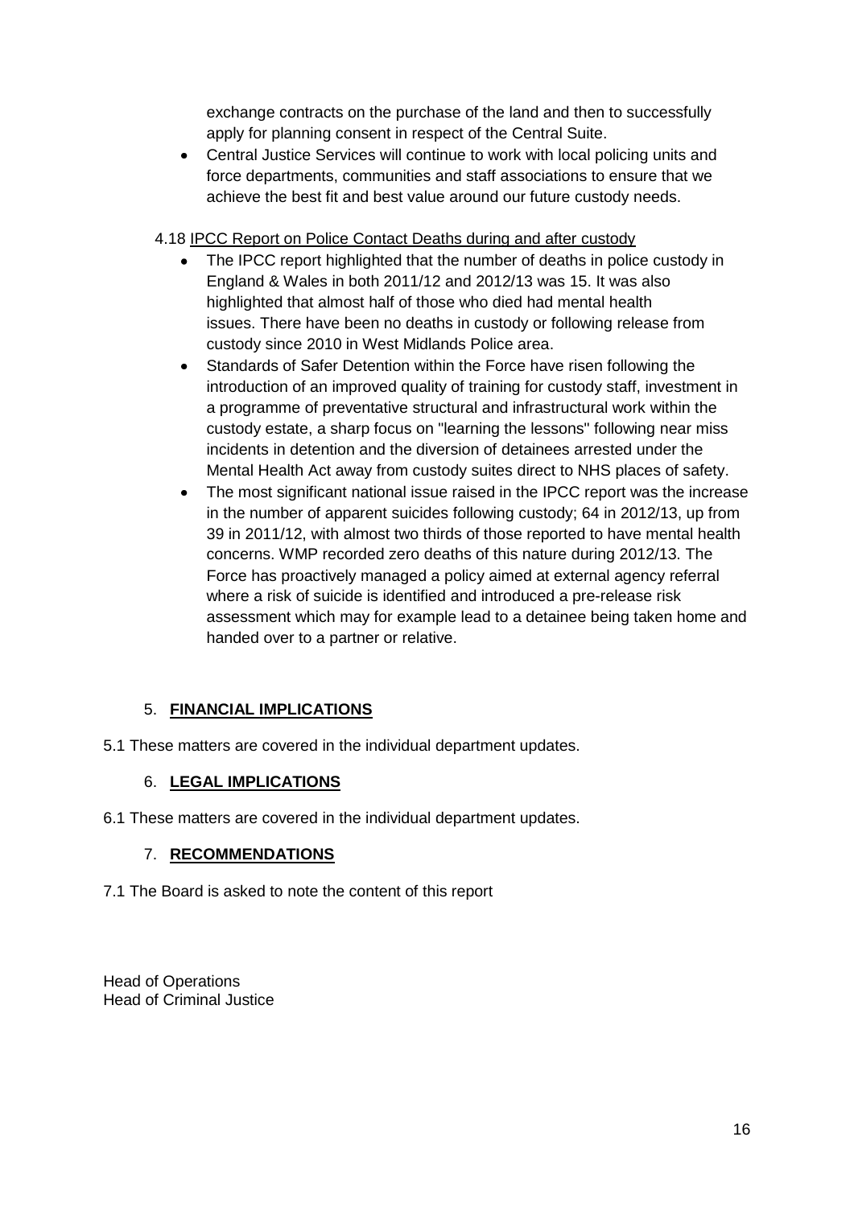exchange contracts on the purchase of the land and then to successfully apply for planning consent in respect of the Central Suite.

- Central Justice Services will continue to work with local policing units and force departments, communities and staff associations to ensure that we achieve the best fit and best value around our future custody needs.

4.18 IPCC Report on Police Contact Deaths during and after custody

- The IPCC report highlighted that the number of deaths in police custody in England & Wales in both 2011/12 and 2012/13 was 15. It was also highlighted that almost half of those who died had mental health issues. There have been no deaths in custody or following release from custody since 2010 in West Midlands Police area.
- Standards of Safer Detention within the Force have risen following the introduction of an improved quality of training for custody staff, investment in a programme of preventative structural and infrastructural work within the custody estate, a sharp focus on "learning the lessons" following near miss incidents in detention and the diversion of detainees arrested under the Mental Health Act away from custody suites direct to NHS places of safety.
- The most significant national issue raised in the IPCC report was the increase in the number of apparent suicides following custody; 64 in 2012/13, up from 39 in 2011/12, with almost two thirds of those reported to have mental health concerns. WMP recorded zero deaths of this nature during 2012/13. The Force has proactively managed a policy aimed at external agency referral where a risk of suicide is identified and introduced a pre-release risk assessment which may for example lead to a detainee being taken home and handed over to a partner or relative.

## 5. **FINANCIAL IMPLICATIONS**

5.1 These matters are covered in the individual department updates.

## 6. **LEGAL IMPLICATIONS**

6.1 These matters are covered in the individual department updates.

## 7. **RECOMMENDATIONS**

7.1 The Board is asked to note the content of this report

Head of Operations
Head of Criminal Justice